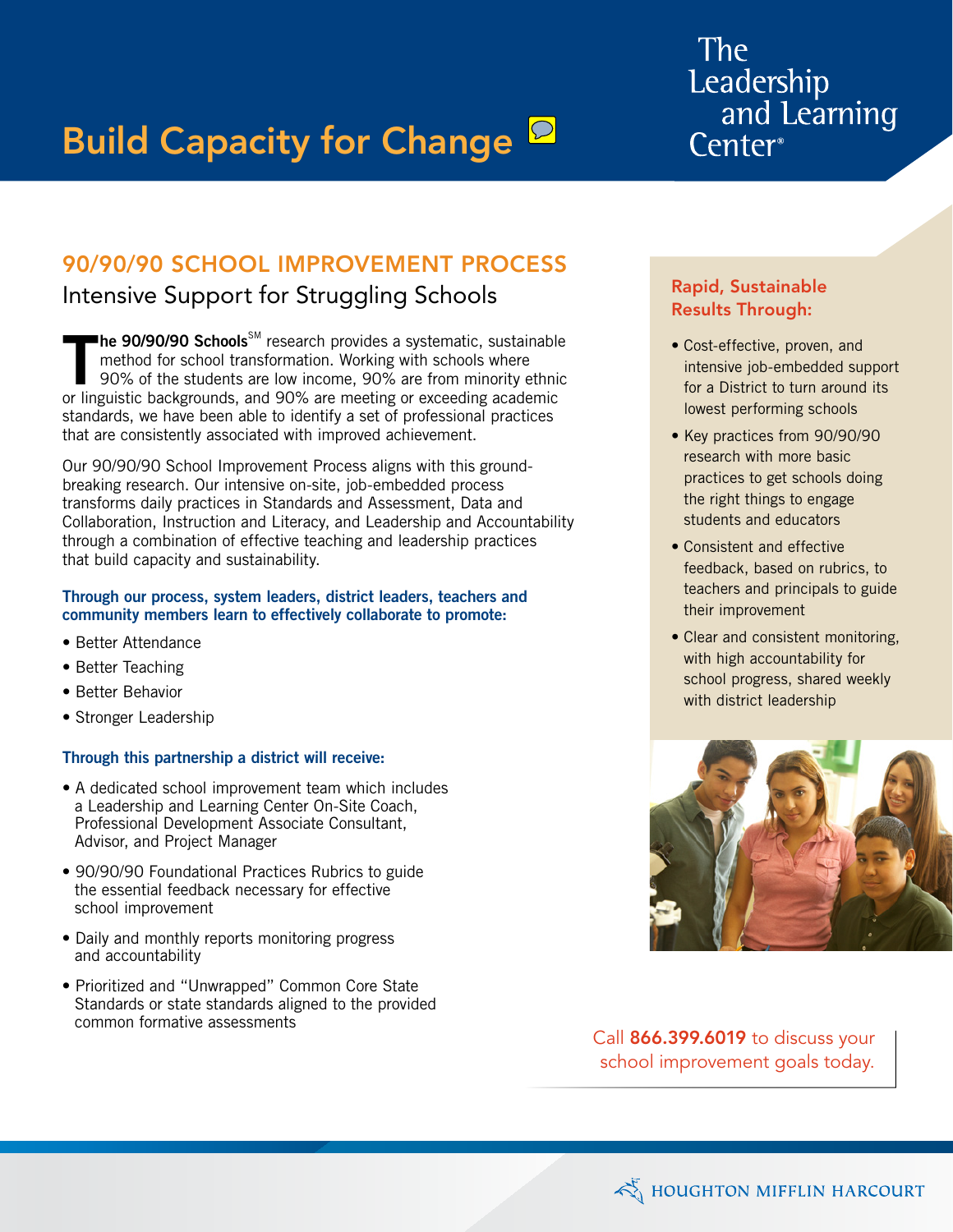# Build Capacity for Change

The Leadership and Learning Center®

## 90/90/90 SCHOOL IMPROVEMENT PROCESS

### Intensive Support for Struggling Schools

**The 90/90/90 Schools**SM research provides a systematic, sustainable method for school transformation. Working with schools where 90% of the students are low income, 90% are from minority ethnic or linguistic backgrounds, and 90% are meeting or exceeding academic standards, we have been able to identify a set of professional practices that are consistently associated with improved achievement.

Our 90/90/90 School Improvement Process aligns with this ground-breaking research. Our intensive on-site, job-embedded process transforms daily practices in Standards and Assessment, Data and Collaboration, Instruction and Literacy, and Leadership and Accountability through a combination of effective teaching and leadership practices that build capacity and sustainability.

**Through our process, system leaders, district leaders, teachers and community members learn to effectively collaborate to promote:**

- Better Attendance
- Better Teaching
- Better Behavior
- Stronger Leadership

**Through this partnership a district will receive:**

- A dedicated school improvement team which includes a Leadership and Learning Center On-Site Coach, Professional Development Associate Consultant, Advisor, and Project Manager
- 90/90/90 Foundational Practices Rubrics to guide the essential feedback necessary for effective school improvement
- Daily and monthly reports monitoring progress and accountability
- Prioritized and "Unwrapped" Common Core State Standards or state standards aligned to the provided common formative assessments

### Rapid, Sustainable Results Through:

- Cost-effective, proven, and intensive job-embedded support for a District to turn around its lowest performing schools
- Key practices from 90/90/90 research with more basic practices to get schools doing the right things to engage students and educators
- Consistent and effective feedback, based on rubrics, to teachers and principals to guide their improvement
- Clear and consistent monitoring, with high accountability for school progress, shared weekly with district leadership

Call **866.399.6019** to discuss your school improvement goals today.

HOUGHTON MIFFLIN HARCOURT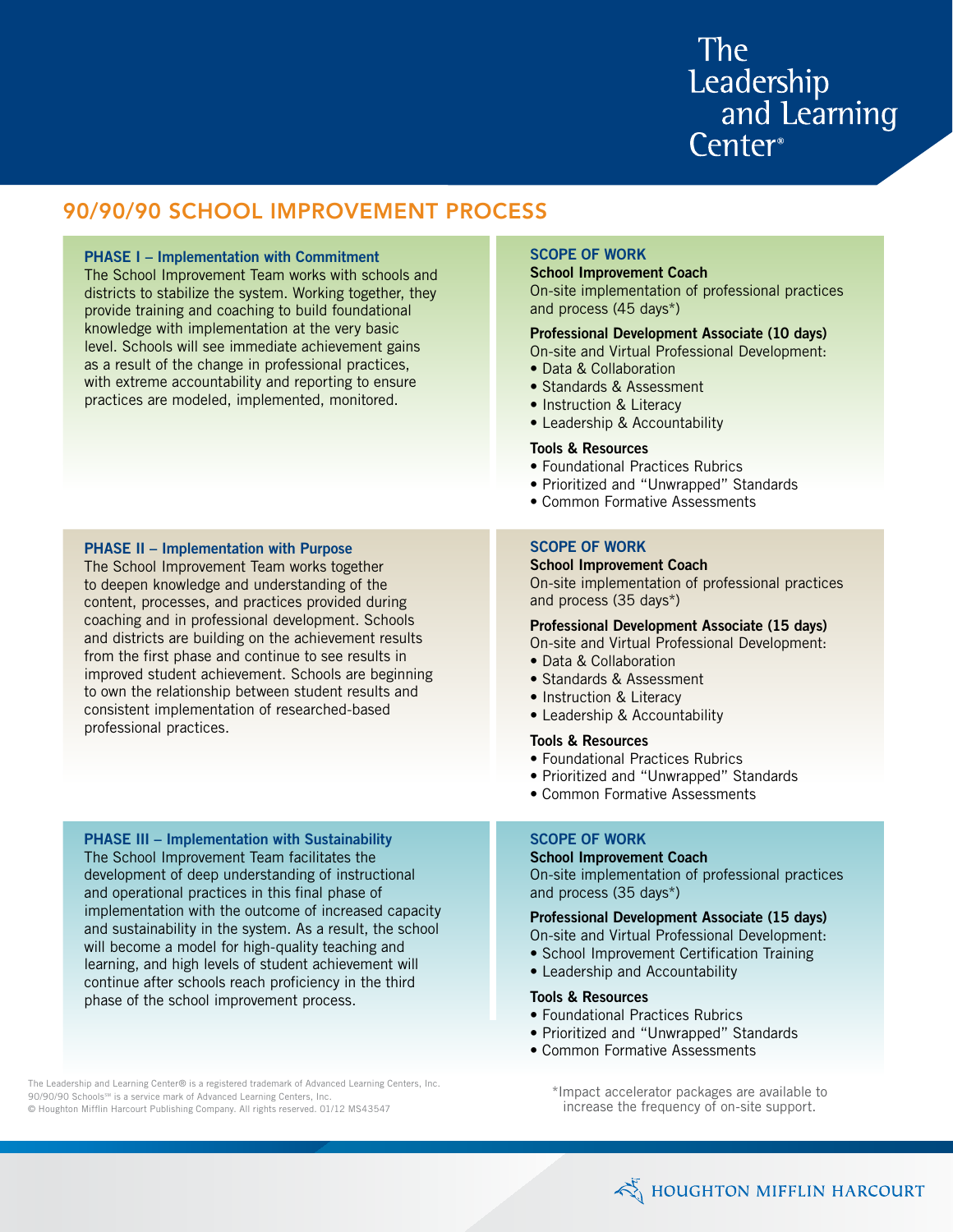The Leadership and Learning Center®

# 90/90/90 SCHOOL IMPROVEMENT PROCESS

### PHASE I – Implementation with Commitment

The School Improvement Team works with schools and districts to stabilize the system. Working together, they provide training and coaching to build foundational knowledge with implementation at the very basic level. Schools will see immediate achievement gains as a result of the change in professional practices, with extreme accountability and reporting to ensure practices are modeled, implemented, monitored.

#### SCOPE OF WORK

**School Improvement Coach**
On-site implementation of professional practices and process (45 days*)

**Professional Development Associate (10 days)**
On-site and Virtual Professional Development:

- Data & Collaboration
- Standards & Assessment
- Instruction & Literacy
- Leadership & Accountability

**Tools & Resources**

- Foundational Practices Rubrics
- Prioritized and "Unwrapped" Standards
- Common Formative Assessments

### PHASE II – Implementation with Purpose

The School Improvement Team works together to deepen knowledge and understanding of the content, processes, and practices provided during coaching and in professional development. Schools and districts are building on the achievement results from the first phase and continue to see results in improved student achievement. Schools are beginning to own the relationship between student results and consistent implementation of researched-based professional practices.

#### SCOPE OF WORK

**School Improvement Coach**
On-site implementation of professional practices and process (35 days*)

**Professional Development Associate (15 days)**
On-site and Virtual Professional Development:

- Data & Collaboration
- Standards & Assessment
- Instruction & Literacy
- Leadership & Accountability

**Tools & Resources**

- Foundational Practices Rubrics
- Prioritized and "Unwrapped" Standards
- Common Formative Assessments

### PHASE III – Implementation with Sustainability

The School Improvement Team facilitates the development of deep understanding of instructional and operational practices in this final phase of implementation with the outcome of increased capacity and sustainability in the system. As a result, the school will become a model for high-quality teaching and learning, and high levels of student achievement will continue after schools reach proficiency in the third phase of the school improvement process.

#### SCOPE OF WORK

**School Improvement Coach**
On-site implementation of professional practices and process (35 days*)

**Professional Development Associate (15 days)**
On-site and Virtual Professional Development:

- School Improvement Certification Training
- Leadership and Accountability

**Tools & Resources**

- Foundational Practices Rubrics
- Prioritized and "Unwrapped" Standards
- Common Formative Assessments

*Impact accelerator packages are available to increase the frequency of on-site support.

The Leadership and Learning Center® is a registered trademark of Advanced Learning Centers, Inc.
90/90/90 Schools℠ is a service mark of Advanced Learning Centers, Inc.
© Houghton Mifflin Harcourt Publishing Company. All rights reserved. 01/12 MS43547

HOUGHTON MIFFLIN HARCOURT